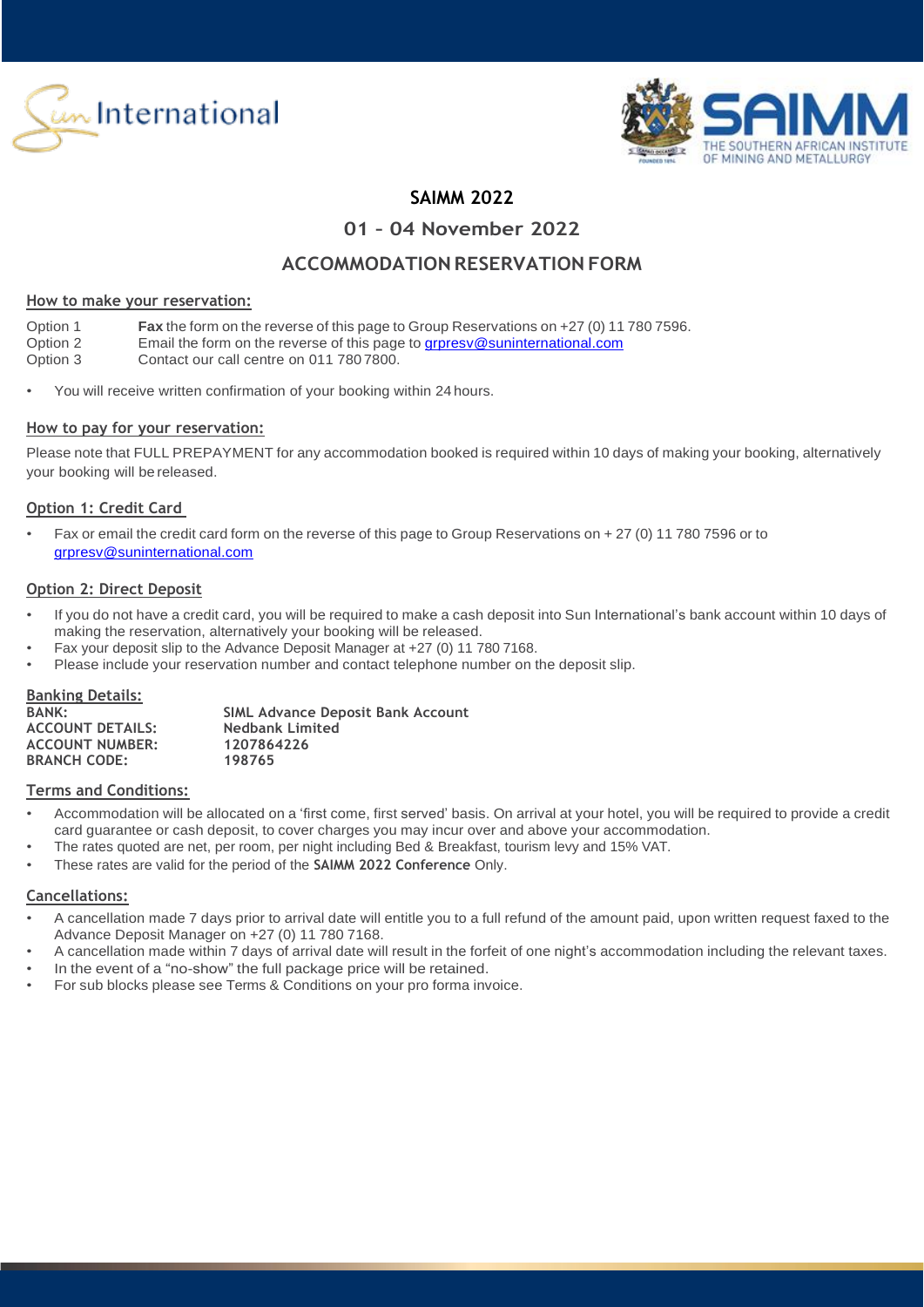# SAIMM 2022

## 01 – 04 November 2022

## ACCOMMODATION RESERVATION FORM

### How to make your reservation:

Option 1 **Fax** the form on the reverse of this page to Group Reservations on +27 (0) 11 780 7596.
Option 2 Email the form on the reverse of this page to grpresv@suninternational.com
Option 3 Contact our call centre on 011 780 7800.

- You will receive written confirmation of your booking within 24 hours.

### How to pay for your reservation:

Please note that FULL PREPAYMENT for any accommodation booked is required within 10 days of making your booking, alternatively your booking will be released.

### Option 1: Credit Card

- Fax or email the credit card form on the reverse of this page to Group Reservations on + 27 (0) 11 780 7596 or to grpresv@suninternational.com

### Option 2: Direct Deposit

- If you do not have a credit card, you will be required to make a cash deposit into Sun International's bank account within 10 days of making the reservation, alternatively your booking will be released.
- Fax your deposit slip to the Advance Deposit Manager at +27 (0) 11 780 7168.
- Please include your reservation number and contact telephone number on the deposit slip.

### Banking Details:

**BANK:** **SIML Advance Deposit Bank Account**
**ACCOUNT DETAILS:** **Nedbank Limited**
**ACCOUNT NUMBER:** **1207864226**
**BRANCH CODE:** **198765**

### Terms and Conditions:

- Accommodation will be allocated on a 'first come, first served' basis. On arrival at your hotel, you will be required to provide a credit card guarantee or cash deposit, to cover charges you may incur over and above your accommodation.
- The rates quoted are net, per room, per night including Bed & Breakfast, tourism levy and 15% VAT.
- These rates are valid for the period of the **SAIMM 2022 Conference** Only.

### Cancellations:

- A cancellation made 7 days prior to arrival date will entitle you to a full refund of the amount paid, upon written request faxed to the Advance Deposit Manager on +27 (0) 11 780 7168.
- A cancellation made within 7 days of arrival date will result in the forfeit of one night's accommodation including the relevant taxes.
- In the event of a "no-show" the full package price will be retained.
- For sub blocks please see Terms & Conditions on your pro forma invoice.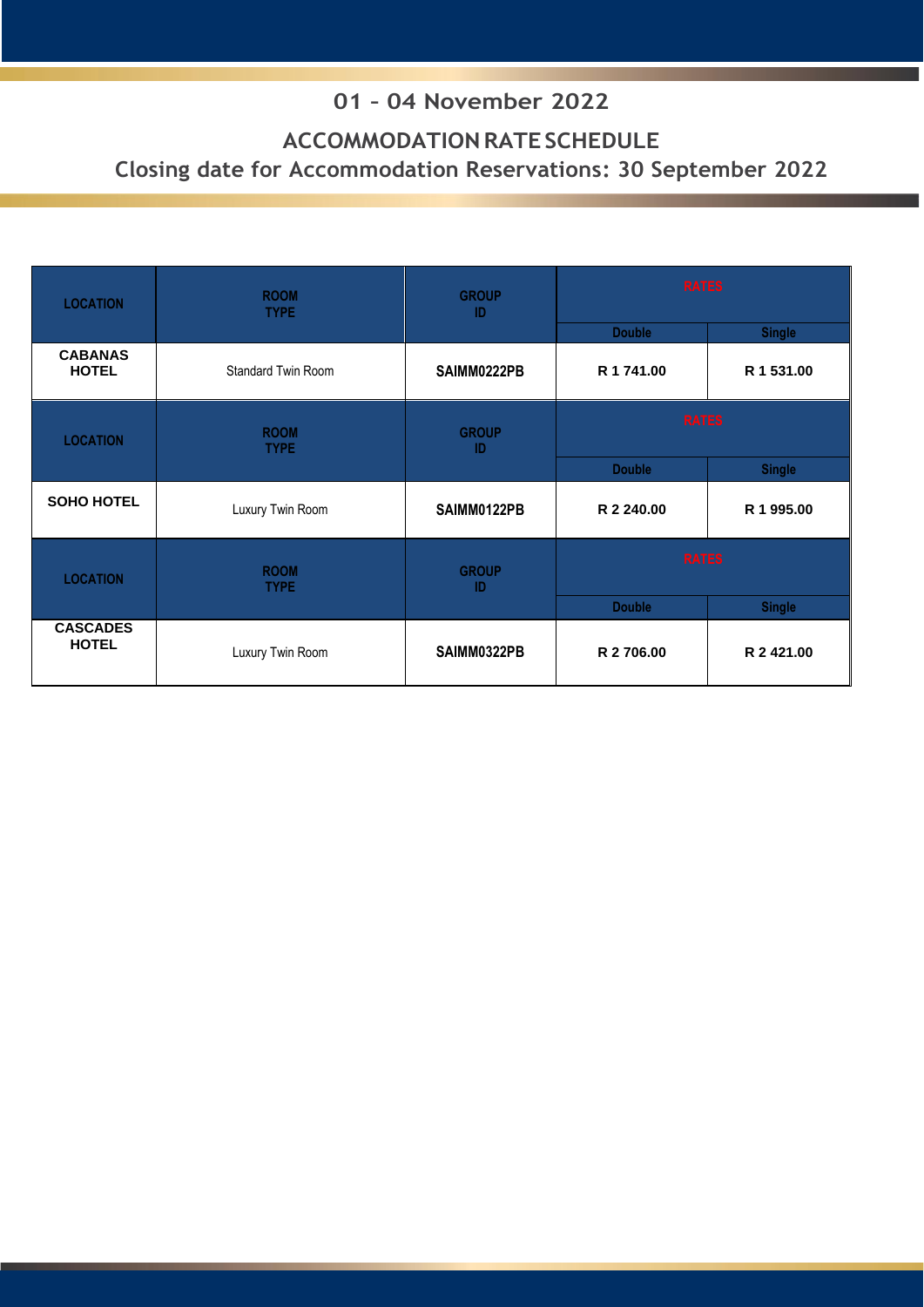## 01 – 04 November 2022

## ACCOMMODATION RATE SCHEDULE

## Closing date for Accommodation Reservations: 30 September 2022

| LOCATION | ROOM TYPE | GROUP ID | RATES | |
|---|---|---|---|---|
| | | | Double | Single |
| CABANAS HOTEL | Standard Twin Room | SAIMM0222PB | R 1 741.00 | R 1 531.00 |

| LOCATION | ROOM TYPE | GROUP ID | RATES | |
|---|---|---|---|---|
| | | | Double | Single |
| SOHO HOTEL | Luxury Twin Room | SAIMM0122PB | R 2 240.00 | R 1 995.00 |

| LOCATION | ROOM TYPE | GROUP ID | RATES | |
|---|---|---|---|---|
| | | | Double | Single |
| CASCADES HOTEL | Luxury Twin Room | SAIMM0322PB | R 2 706.00 | R 2 421.00 |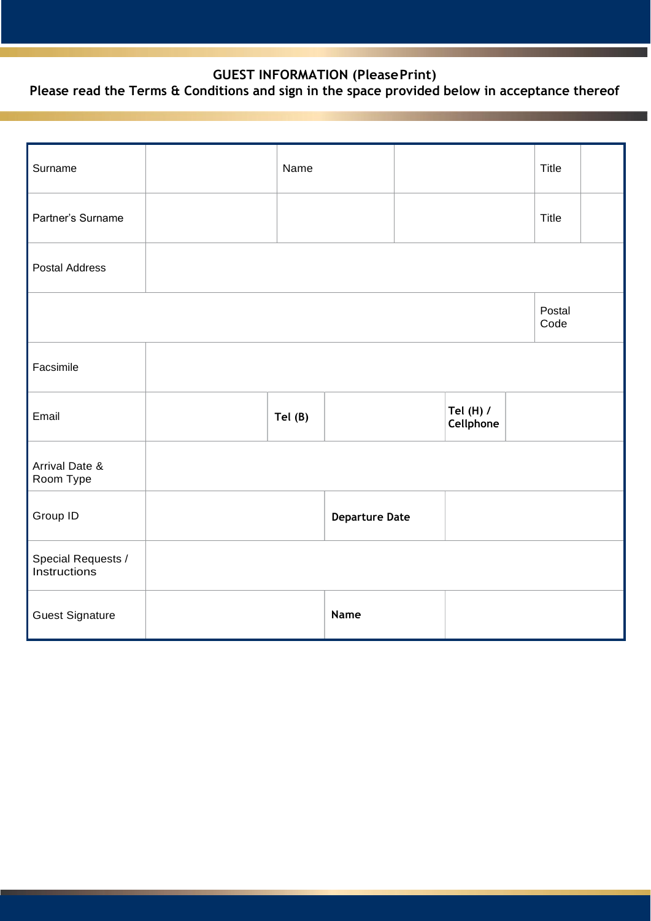**GUEST INFORMATION (Please Print)**

**Please read the Terms & Conditions and sign in the space provided below in acceptance thereof**

| Surname | | Name | | | | Title | |
|---|---|---|---|---|---|---|---|
| Partner's Surname | | | | | | Title | |
| Postal Address | | | | | | | |
| | | | | | | Postal Code | |
| Facsimile | | | | | | | |
| Email | | **Tel (B)** | | **Tel (H) / Cellphone** | | | |
| Arrival Date & Room Type | | | | | | | |
| Group ID | | | **Departure Date** | | | | |
| Special Requests / Instructions | | | | | | | |
| Guest Signature | | | **Name** | | | | |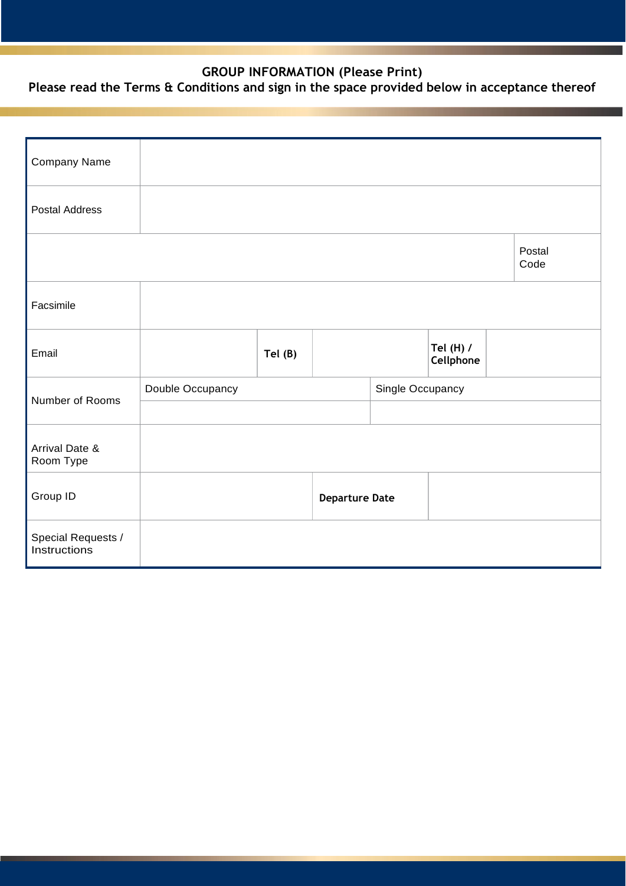**GROUP INFORMATION (Please Print)**

**Please read the Terms & Conditions and sign in the space provided below in acceptance thereof**

| | | | | | |
|---|---|---|---|---|---|
| Company Name | | | | | |
| Postal Address | | | | | |
| | | | | Postal Code | |
| Facsimile | | | | | |
| Email | | **Tel (B)** | | **Tel (H) / Cellphone** | |
| Number of Rooms | Double Occupancy | | | Single Occupancy | |
| | | | | | |
| Arrival Date & Room Type | | | | | |
| Group ID | | **Departure Date** | | | |
| Special Requests / Instructions | | | | | |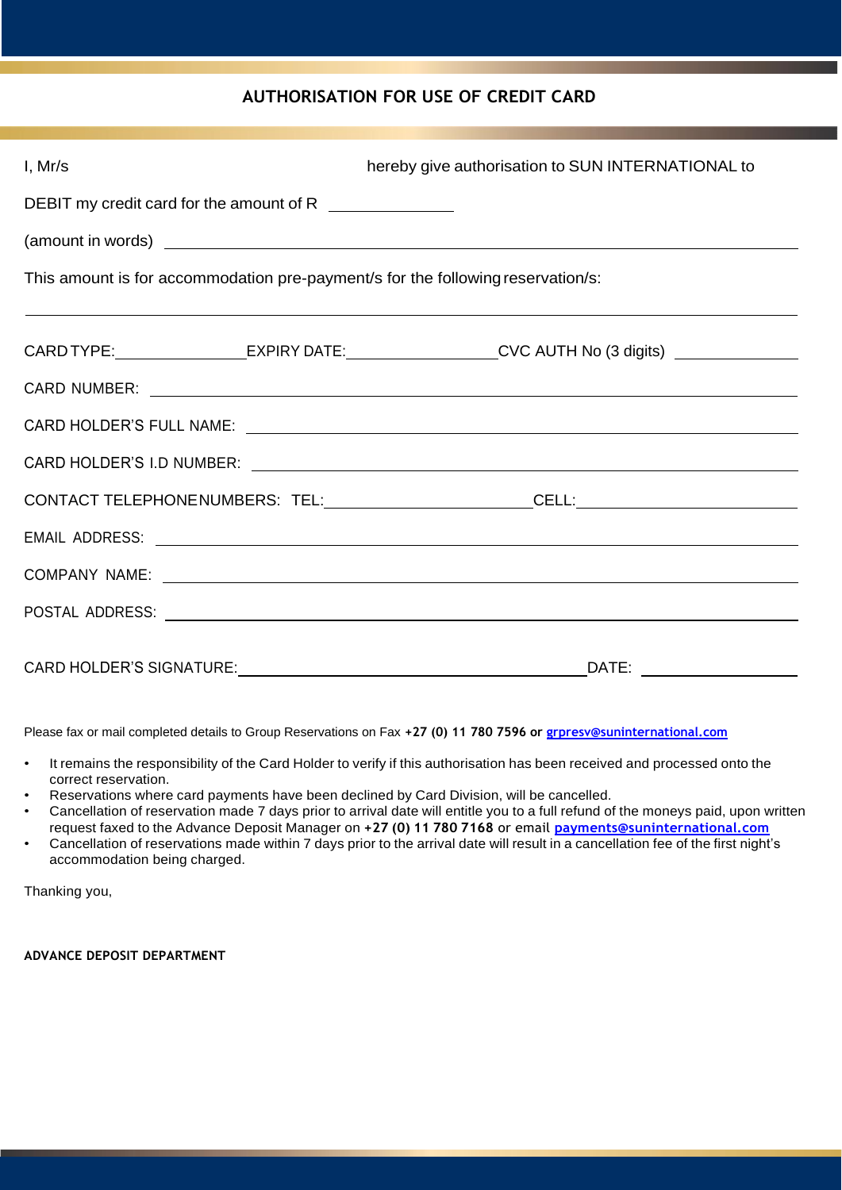## AUTHORISATION FOR USE OF CREDIT CARD

I, Mr/s ______________________ hereby give authorisation to SUN INTERNATIONAL to

DEBIT my credit card for the amount of R ______________

(amount in words) ______________________________________________

This amount is for accommodation pre-payment/s for the following reservation/s:

______________________________________________

CARD TYPE: ______________ EXPIRY DATE: ______________ CVC AUTH No (3 digits) ______________

CARD NUMBER: ______________________________________________

CARD HOLDER'S FULL NAME: ______________________________________________

CARD HOLDER'S I.D NUMBER: ______________________________________________

CONTACT TELEPHONE NUMBERS: TEL: ______________________ CELL: ______________________

EMAIL ADDRESS: ______________________________________________

COMPANY NAME: ______________________________________________

POSTAL ADDRESS: ______________________________________________

CARD HOLDER'S SIGNATURE: ______________________________ DATE: ______________

Please fax or mail completed details to Group Reservations on Fax **+27 (0) 11 780 7596 or grpresv@suninternational.com**

- It remains the responsibility of the Card Holder to verify if this authorisation has been received and processed onto the correct reservation.
- Reservations where card payments have been declined by Card Division, will be cancelled.
- Cancellation of reservation made 7 days prior to arrival date will entitle you to a full refund of the moneys paid, upon written request faxed to the Advance Deposit Manager on **+27 (0) 11 780 7168** or email **payments@suninternational.com**
- Cancellation of reservations made within 7 days prior to the arrival date will result in a cancellation fee of the first night's accommodation being charged.

Thanking you,

**ADVANCE DEPOSIT DEPARTMENT**